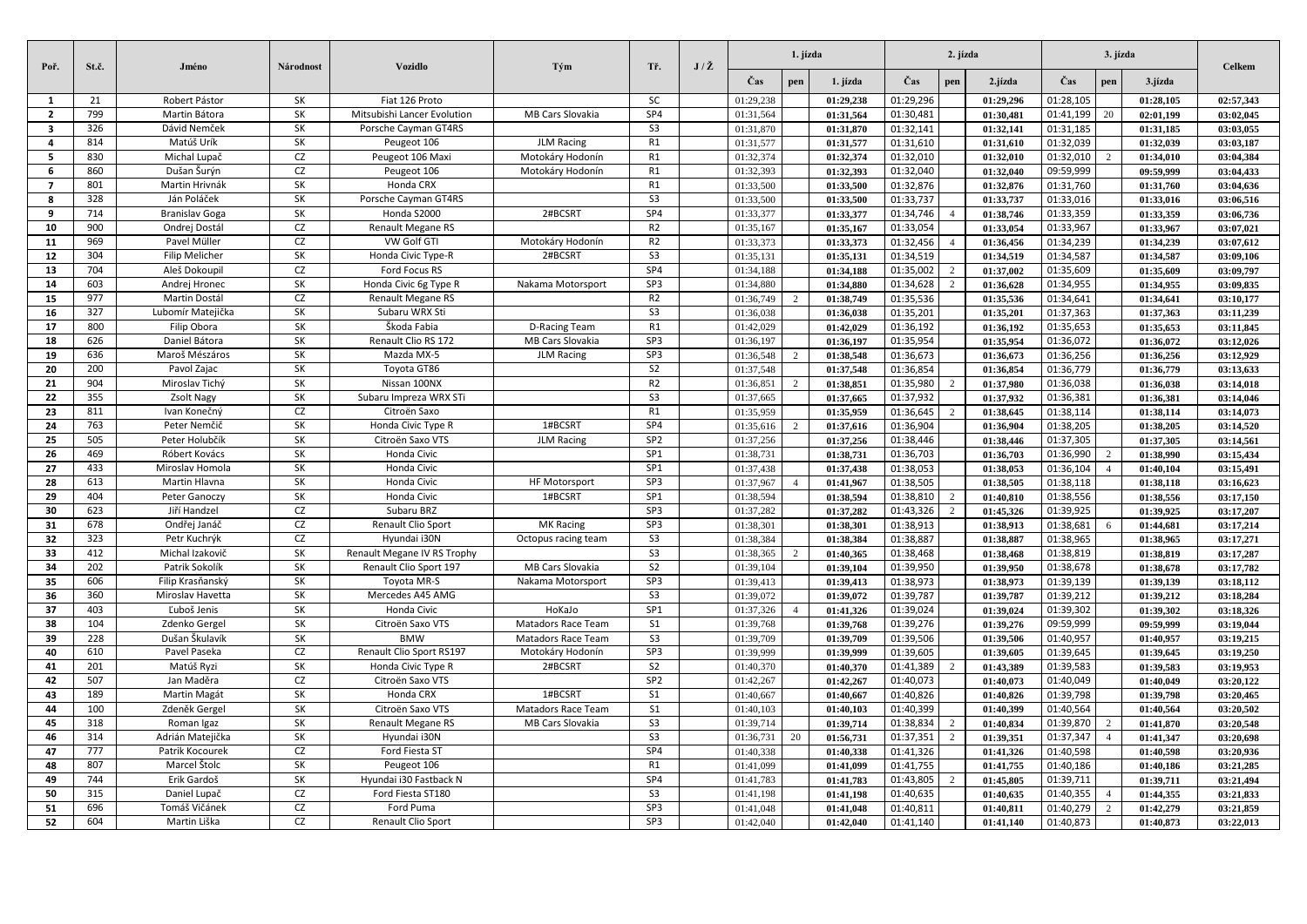| Poř. | St.č. | Jméno | Národnost | Vozidlo | Tým | Tř. | J / Ž | 1. jízda | | | 2. jízda | | | 3. jízda | | | Celkem |
|---|---|---|---|---|---|---|---|---|---|---|---|---|---|---|---|---|---|
| | | | | | | | | Čas | pen | 1. jízda | Čas | pen | 2.jízda | Čas | pen | 3.jízda | |
| 1 | 21 | Robert Pástor | SK | Fiat 126 Proto | | SC | | 01:29,238 | | 01:29,238 | 01:29,296 | | 01:29,296 | 01:28,105 | | 01:28,105 | 02:57,343 |
| 2 | 799 | Martin Bátora | SK | Mitsubishi Lancer Evolution | MB Cars Slovakia | SP4 | | 01:31,564 | | 01:31,564 | 01:30,481 | | 01:30,481 | 01:41,199 | 20 | 02:01,199 | 03:02,045 |
| 3 | 326 | Dávid Nemček | SK | Porsche Cayman GT4RS | | S3 | | 01:31,870 | | 01:31,870 | 01:32,141 | | 01:32,141 | 01:31,185 | | 01:31,185 | 03:03,055 |
| 4 | 814 | Matúš Urík | SK | Peugeot 106 | JLM Racing | R1 | | 01:31,577 | | 01:31,577 | 01:31,610 | | 01:31,610 | 01:32,039 | | 01:32,039 | 03:03,187 |
| 5 | 830 | Michal Lupač | CZ | Peugeot 106 Maxi | Motokáry Hodonín | R1 | | 01:32,374 | | 01:32,374 | 01:32,010 | | 01:32,010 | 01:32,010 | 2 | 01:34,010 | 03:04,384 |
| 6 | 860 | Dušan Šurýn | CZ | Peugeot 106 | Motokáry Hodonín | R1 | | 01:32,393 | | 01:32,393 | 01:32,040 | | 01:32,040 | 09:59,999 | | 09:59,999 | 03:04,433 |
| 7 | 801 | Martin Hrivnák | SK | Honda CRX | | R1 | | 01:33,500 | | 01:33,500 | 01:32,876 | | 01:32,876 | 01:31,760 | | 01:31,760 | 03:04,636 |
| 8 | 328 | Ján Poláček | SK | Porsche Cayman GT4RS | | S3 | | 01:33,500 | | 01:33,500 | 01:33,737 | | 01:33,737 | 01:33,016 | | 01:33,016 | 03:06,516 |
| 9 | 714 | Branislav Goga | SK | Honda S2000 | 2#BCSRT | SP4 | | 01:33,377 | | 01:33,377 | 01:34,746 | 4 | 01:38,746 | 01:33,359 | | 01:33,359 | 03:06,736 |
| 10 | 900 | Ondrej Dostál | CZ | Renault Megane RS | | R2 | | 01:35,167 | | 01:35,167 | 01:33,054 | | 01:33,054 | 01:33,967 | | 01:33,967 | 03:07,021 |
| 11 | 969 | Pavel Müller | CZ | VW Golf GTI | Motokáry Hodonín | R2 | | 01:33,373 | | 01:33,373 | 01:32,456 | 4 | 01:36,456 | 01:34,239 | | 01:34,239 | 03:07,612 |
| 12 | 304 | Filip Melicher | SK | Honda Civic Type-R | 2#BCSRT | S3 | | 01:35,131 | | 01:35,131 | 01:34,519 | | 01:34,519 | 01:34,587 | | 01:34,587 | 03:09,106 |
| 13 | 704 | Aleš Dokoupil | CZ | Ford Focus RS | | SP4 | | 01:34,188 | | 01:34,188 | 01:35,002 | 2 | 01:37,002 | 01:35,609 | | 01:35,609 | 03:09,797 |
| 14 | 603 | Andrej Hronec | SK | Honda Civic 6g Type R | Nakama Motorsport | SP3 | | 01:34,880 | | 01:34,880 | 01:34,628 | 2 | 01:36,628 | 01:34,955 | | 01:34,955 | 03:09,835 |
| 15 | 977 | Martin Dostál | CZ | Renault Megane RS | | R2 | | 01:36,749 | 2 | 01:38,749 | 01:35,536 | | 01:35,536 | 01:34,641 | | 01:34,641 | 03:10,177 |
| 16 | 327 | Lubomír Matejička | SK | Subaru WRX Sti | | S3 | | 01:36,038 | | 01:36,038 | 01:35,201 | | 01:35,201 | 01:37,363 | | 01:37,363 | 03:11,239 |
| 17 | 800 | Filip Obora | SK | Škoda Fabia | D-Racing Team | R1 | | 01:42,029 | | 01:42,029 | 01:36,192 | | 01:36,192 | 01:35,653 | | 01:35,653 | 03:11,845 |
| 18 | 626 | Daniel Bátora | SK | Renault Clio RS 172 | MB Cars Slovakia | SP3 | | 01:36,197 | | 01:36,197 | 01:35,954 | | 01:35,954 | 01:36,072 | | 01:36,072 | 03:12,026 |
| 19 | 636 | Maroš Mészáros | SK | Mazda MX-5 | JLM Racing | SP3 | | 01:36,548 | 2 | 01:38,548 | 01:36,673 | | 01:36,673 | 01:36,256 | | 01:36,256 | 03:12,929 |
| 20 | 200 | Pavol Zajac | SK | Toyota GT86 | | S2 | | 01:37,548 | | 01:37,548 | 01:36,854 | | 01:36,854 | 01:36,779 | | 01:36,779 | 03:13,633 |
| 21 | 904 | Miroslav Tichý | SK | Nissan 100NX | | R2 | | 01:36,851 | 2 | 01:38,851 | 01:35,980 | 2 | 01:37,980 | 01:36,038 | | 01:36,038 | 03:14,018 |
| 22 | 355 | Zsolt Nagy | SK | Subaru Impreza WRX STi | | S3 | | 01:37,665 | | 01:37,665 | 01:37,932 | | 01:37,932 | 01:36,381 | | 01:36,381 | 03:14,046 |
| 23 | 811 | Ivan Konečný | CZ | Citroën Saxo | | R1 | | 01:35,959 | | 01:35,959 | 01:36,645 | 2 | 01:38,645 | 01:38,114 | | 01:38,114 | 03:14,073 |
| 24 | 763 | Peter Nemčič | SK | Honda Civic Type R | 1#BCSRT | SP4 | | 01:35,616 | 2 | 01:37,616 | 01:36,904 | | 01:36,904 | 01:38,205 | | 01:38,205 | 03:14,520 |
| 25 | 505 | Peter Holubčík | SK | Citroën Saxo VTS | JLM Racing | SP2 | | 01:37,256 | | 01:37,256 | 01:38,446 | | 01:38,446 | 01:37,305 | | 01:37,305 | 03:14,561 |
| 26 | 469 | Róbert Kovács | SK | Honda Civic | | SP1 | | 01:38,731 | | 01:38,731 | 01:36,703 | | 01:36,703 | 01:36,990 | 2 | 01:38,990 | 03:15,434 |
| 27 | 433 | Miroslav Homola | SK | Honda Civic | | SP1 | | 01:37,438 | | 01:37,438 | 01:38,053 | | 01:38,053 | 01:36,104 | 4 | 01:40,104 | 03:15,491 |
| 28 | 613 | Martin Hlavna | SK | Honda Civic | HF Motorsport | SP3 | | 01:37,967 | 4 | 01:41,967 | 01:38,505 | | 01:38,505 | 01:38,118 | | 01:38,118 | 03:16,623 |
| 29 | 404 | Peter Ganoczy | SK | Honda Civic | 1#BCSRT | SP1 | | 01:38,594 | | 01:38,594 | 01:38,810 | 2 | 01:40,810 | 01:38,556 | | 01:38,556 | 03:17,150 |
| 30 | 623 | Jiří Handzel | CZ | Subaru BRZ | | SP3 | | 01:37,282 | | 01:37,282 | 01:43,326 | 2 | 01:45,326 | 01:39,925 | | 01:39,925 | 03:17,207 |
| 31 | 678 | Ondřej Janáč | CZ | Renault Clio Sport | MK Racing | SP3 | | 01:38,301 | | 01:38,301 | 01:38,913 | | 01:38,913 | 01:38,681 | 6 | 01:44,681 | 03:17,214 |
| 32 | 323 | Petr Kuchrýk | CZ | Hyundai i30N | Octopus racing team | S3 | | 01:38,384 | | 01:38,384 | 01:38,887 | | 01:38,887 | 01:38,965 | | 01:38,965 | 03:17,271 |
| 33 | 412 | Michal Izakovič | SK | Renault Megane IV RS Trophy | | S3 | | 01:38,365 | 2 | 01:40,365 | 01:38,468 | | 01:38,468 | 01:38,819 | | 01:38,819 | 03:17,287 |
| 34 | 202 | Patrik Sokolík | SK | Renault Clio Sport 197 | MB Cars Slovakia | S2 | | 01:39,104 | | 01:39,104 | 01:39,950 | | 01:39,950 | 01:38,678 | | 01:38,678 | 03:17,782 |
| 35 | 606 | Filip Krasňanský | SK | Toyota MR-S | Nakama Motorsport | SP3 | | 01:39,413 | | 01:39,413 | 01:38,973 | | 01:38,973 | 01:39,139 | | 01:39,139 | 03:18,112 |
| 36 | 360 | Miroslav Havetta | SK | Mercedes A45 AMG | | S3 | | 01:39,072 | | 01:39,072 | 01:39,787 | | 01:39,787 | 01:39,212 | | 01:39,212 | 03:18,284 |
| 37 | 403 | Ľuboš Jenis | SK | Honda Civic | HoKaJo | SP1 | | 01:37,326 | 4 | 01:41,326 | 01:39,024 | | 01:39,024 | 01:39,302 | | 01:39,302 | 03:18,326 |
| 38 | 104 | Zdenko Gergel | SK | Citroën Saxo VTS | Matadors Race Team | S1 | | 01:39,768 | | 01:39,768 | 01:39,276 | | 01:39,276 | 09:59,999 | | 09:59,999 | 03:19,044 |
| 39 | 228 | Dušan Škulavík | SK | BMW | Matadors Race Team | S3 | | 01:39,709 | | 01:39,709 | 01:39,506 | | 01:39,506 | 01:40,957 | | 01:40,957 | 03:19,215 |
| 40 | 610 | Pavel Paseka | CZ | Renault Clio Sport RS197 | Motokáry Hodonín | SP3 | | 01:39,999 | | 01:39,999 | 01:39,605 | | 01:39,605 | 01:39,645 | | 01:39,645 | 03:19,250 |
| 41 | 201 | Matúš Ryzi | SK | Honda Civic Type R | 2#BCSRT | S2 | | 01:40,370 | | 01:40,370 | 01:41,389 | 2 | 01:43,389 | 01:39,583 | | 01:39,583 | 03:19,953 |
| 42 | 507 | Jan Maděra | CZ | Citroën Saxo VTS | | SP2 | | 01:42,267 | | 01:42,267 | 01:40,073 | | 01:40,073 | 01:40,049 | | 01:40,049 | 03:20,122 |
| 43 | 189 | Martin Magát | SK | Honda CRX | 1#BCSRT | S1 | | 01:40,667 | | 01:40,667 | 01:40,826 | | 01:40,826 | 01:39,798 | | 01:39,798 | 03:20,465 |
| 44 | 100 | Zdeněk Gergel | SK | Citroën Saxo VTS | Matadors Race Team | S1 | | 01:40,103 | | 01:40,103 | 01:40,399 | | 01:40,399 | 01:40,564 | | 01:40,564 | 03:20,502 |
| 45 | 318 | Roman Igaz | SK | Renault Megane RS | MB Cars Slovakia | S3 | | 01:39,714 | | 01:39,714 | 01:38,834 | 2 | 01:40,834 | 01:39,870 | 2 | 01:41,870 | 03:20,548 |
| 46 | 314 | Adrián Matejička | SK | Hyundai i30N | | S3 | | 01:36,731 | 20 | 01:56,731 | 01:37,351 | 2 | 01:39,351 | 01:37,347 | 4 | 01:41,347 | 03:20,698 |
| 47 | 777 | Patrik Kocourek | CZ | Ford Fiesta ST | | SP4 | | 01:40,338 | | 01:40,338 | 01:41,326 | | 01:41,326 | 01:40,598 | | 01:40,598 | 03:20,936 |
| 48 | 807 | Marcel Štolc | SK | Peugeot 106 | | R1 | | 01:41,099 | | 01:41,099 | 01:41,755 | | 01:41,755 | 01:40,186 | | 01:40,186 | 03:21,285 |
| 49 | 744 | Erik Gardoš | SK | Hyundai i30 Fastback N | | SP4 | | 01:41,783 | | 01:41,783 | 01:43,805 | 2 | 01:45,805 | 01:39,711 | | 01:39,711 | 03:21,494 |
| 50 | 315 | Daniel Lupač | CZ | Ford Fiesta ST180 | | S3 | | 01:41,198 | | 01:41,198 | 01:40,635 | | 01:40,635 | 01:40,355 | 4 | 01:44,355 | 03:21,833 |
| 51 | 696 | Tomáš Vičánek | CZ | Ford Puma | | SP3 | | 01:41,048 | | 01:41,048 | 01:40,811 | | 01:40,811 | 01:40,279 | 2 | 01:42,279 | 03:21,859 |
| 52 | 604 | Martin Liška | CZ | Renault Clio Sport | | SP3 | | 01:42,040 | | 01:42,040 | 01:41,140 | | 01:41,140 | 01:40,873 | | 01:40,873 | 03:22,013 |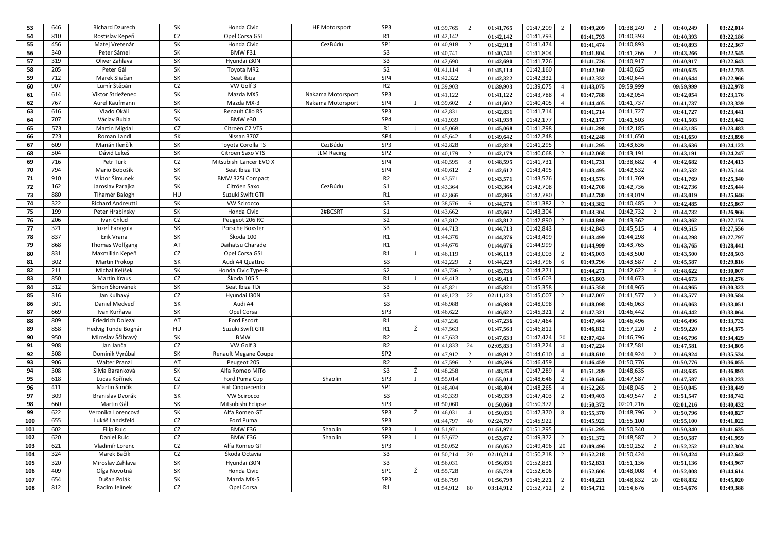| | | | | | | | | | | | | | | | | | |
|---|---|---|---|---|---|---|---|---|---|---|---|---|---|---|---|---|---|
| 53 | 646 | Richard Dzurech | SK | Honda Civic | HF Motorsport | SP3 | | 01:39,765 | 2 | 01:41,765 | 01:47,209 | 2 | 01:49,209 | 01:38,249 | 2 | 01:40,249 | 03:22,014 |
| 54 | 810 | Rostislav Kepeň | CZ | Opel Corsa GSI | | R1 | | 01:42,142 | | 01:42,142 | 01:41,793 | | 01:41,793 | 01:40,393 | | 01:40,393 | 03:22,186 |
| 55 | 456 | Matej Vretenár | SK | Honda Civic | CezBúdu | SP1 | | 01:40,918 | 2 | 01:42,918 | 01:41,474 | | 01:41,474 | 01:40,893 | | 01:40,893 | 03:22,367 |
| 56 | 340 | Peter Sámel | SK | BMW F31 | | S3 | | 01:40,741 | | 01:40,741 | 01:41,804 | | 01:41,804 | 01:41,266 | 2 | 01:43,266 | 03:22,545 |
| 57 | 319 | Oliver Zahlava | SK | Hyundai i30N | | S3 | | 01:42,690 | | 01:42,690 | 01:41,726 | | 01:41,726 | 01:40,917 | | 01:40,917 | 03:22,643 |
| 58 | 205 | Peter Gál | SK | Toyota MR2 | | S2 | | 01:41,114 | 4 | 01:45,114 | 01:42,160 | | 01:42,160 | 01:40,625 | | 01:40,625 | 03:22,785 |
| 59 | 712 | Marek Sliačan | SK | Seat Ibiza | | SP4 | | 01:42,322 | | 01:42,322 | 01:42,332 | | 01:42,332 | 01:40,644 | | 01:40,644 | 03:22,966 |
| 60 | 907 | Lumír Štěpán | CZ | VW Golf 3 | | R2 | | 01:39,903 | | 01:39,903 | 01:39,075 | 4 | 01:43,075 | 09:59,999 | | 09:59,999 | 03:22,978 |
| 61 | 614 | Viktor Striežence | SK | Mazda MX5 | Nakama Motorsport | SP3 | | 01:41,122 | | 01:41,122 | 01:43,788 | 4 | 01:47,788 | 01:42,054 | | 01:42,054 | 03:23,176 |
| 62 | 767 | Aurel Kaufmann | SK | Mazda MX5 | Nakama Motorsport | SP4 | J | 01:39,602 | 2 | 01:41,602 | 01:40,405 | 4 | 01:44,405 | 01:41,737 | | 01:41,737 | 03:23,339 |
| 63 | 616 | Vlado Okáli | SK | Renault Clio RS | | SP3 | | 01:42,831 | | 01:42,831 | 01:41,714 | | 01:41,714 | 01:41,727 | | 01:41,727 | 03:23,441 |
| 64 | 707 | Václav Bubla | SK | BMW e30 | | SP4 | | 01:41,939 | | 01:41,939 | 01:42,177 | | 01:42,177 | 01:41,503 | | 01:41,503 | 03:23,442 |
| 65 | 573 | Martin Migdal | CZ | Citroën C2 VTS | | R1 | J | 01:45,068 | | 01:45,068 | 01:41,298 | | 01:41,298 | 01:42,185 | | 01:42,185 | 03:23,483 |
| 66 | 723 | Roman Landl | SK | Nissan 370Z | | SP4 | | 01:45,642 | 4 | 01:49,642 | 01:42,248 | | 01:42,248 | 01:41,650 | | 01:41,650 | 03:23,898 |
| 67 | 609 | Marián Ilenčík | SK | Toyota Corolla TS | CezBúdu | SP3 | | 01:42,828 | | 01:42,828 | 01:41,295 | | 01:41,295 | 01:43,636 | | 01:43,636 | 03:24,123 |
| 68 | 504 | Dávid Lekeš | SK | Citroën Saxo VTS | JLM Racing | SP2 | | 01:40,179 | 2 | 01:42,179 | 01:40,068 | 2 | 01:42,068 | 01:43,191 | | 01:43,191 | 03:24,247 |
| 69 | 716 | Petr Türk | CZ | Mitsubishi Lancer EVO X | | SP4 | | 01:40,595 | 8 | 01:48,595 | 01:41,731 | | 01:41,731 | 01:38,682 | 4 | 01:42,682 | 03:24,413 |
| 70 | 794 | Mario Bobošík | SK | Seat Ibiza TDi | | SP4 | | 01:40,612 | 2 | 01:42,612 | 01:43,495 | | 01:43,495 | 01:42,532 | | 01:42,532 | 03:25,144 |
| 71 | 910 | Viktor Šimunek | SK | BMW 325i Compact | | R2 | | 01:43,571 | | 01:43,571 | 01:43,576 | | 01:43,576 | 01:41,769 | | 01:41,769 | 03:25,340 |
| 72 | 162 | Jaroslav Parajka | SK | Citröen Saxo | CezBúdu | S1 | | 01:43,364 | | 01:43,364 | 01:42,708 | | 01:42,708 | 01:42,736 | | 01:42,736 | 03:25,444 |
| 73 | 880 | Tihamér Balogh | HU | Suzuki Swift GTI | | R1 | | 01:42,866 | | 01:42,866 | 01:42,780 | | 01:42,780 | 01:43,019 | | 01:43,019 | 03:25,646 |
| 74 | 322 | Richard Andreutti | SK | VW Scirocco | | S3 | | 01:38,576 | 6 | 01:44,576 | 01:41,382 | 2 | 01:43,382 | 01:40,485 | 2 | 01:42,485 | 03:25,867 |
| 75 | 199 | Peter Hrabinsky | SK | Honda Civic | 2#BCSRT | S1 | | 01:43,662 | | 01:43,662 | 01:43,304 | | 01:43,304 | 01:42,732 | 2 | 01:44,732 | 03:26,966 |
| 76 | 206 | Ivan Chlud | CZ | Peugeot 206 RC | | S2 | | 01:43,812 | | 01:43,812 | 01:42,890 | 2 | 01:44,890 | 01:43,362 | | 01:43,362 | 03:27,174 |
| 77 | 321 | Jozef Faragula | SK | Porsche Boxster | | S3 | | 01:44,713 | | 01:44,713 | 01:42,843 | | 01:42,843 | 01:45,515 | 4 | 01:49,515 | 03:27,556 |
| 78 | 837 | Erik Vrana | SK | Škoda 100 | | R1 | | 01:44,376 | | 01:44,376 | 01:43,499 | | 01:43,499 | 01:44,298 | | 01:44,298 | 03:27,797 |
| 79 | 868 | Thomas Wolfgang | AT | Daihatsu Charade | | R1 | | 01:44,676 | | 01:44,676 | 01:44,999 | | 01:44,999 | 01:43,765 | | 01:43,765 | 03:28,441 |
| 80 | 831 | Maxmilián Kepeň | CZ | Opel Corsa GSI | | R1 | J | 01:46,119 | | 01:46,119 | 01:43,003 | 2 | 01:45,003 | 01:43,500 | | 01:43,500 | 03:28,503 |
| 81 | 302 | Martin Prokop | SK | Audi A4 Quattro | | S3 | | 01:42,229 | 2 | 01:44,229 | 01:43,796 | 6 | 01:49,796 | 01:43,587 | 2 | 01:45,587 | 03:29,816 |
| 82 | 211 | Michal Kelíšek | SK | Honda Civic Type-R | | S2 | | 01:43,736 | 2 | 01:45,736 | 01:44,271 | | 01:44,271 | 01:42,622 | 6 | 01:48,622 | 03:30,007 |
| 83 | 850 | Martin Kraus | CZ | Škoda 105 S | | R1 | J | 01:49,413 | | 01:49,413 | 01:45,603 | | 01:45,603 | 01:44,673 | | 01:44,673 | 03:30,276 |
| 84 | 312 | Šimon Škorvánek | SK | Seat Ibiza TDi | | S3 | | 01:45,821 | | 01:45,821 | 01:45,358 | | 01:45,358 | 01:44,965 | | 01:44,965 | 03:30,323 |
| 85 | 316 | Jan Kulhavý | CZ | Hyundai I30N | | S3 | | 01:49,123 | 22 | 02:11,123 | 01:45,007 | 2 | 01:47,007 | 01:41,577 | 2 | 01:43,577 | 03:30,584 |
| 86 | 301 | Daniel Medveď | SK | Audi A4 | | S3 | | 01:46,988 | | 01:46,988 | 01:48,098 | | 01:48,098 | 01:46,063 | | 01:46,063 | 03:33,051 |
| 87 | 669 | Ivan Kurňava | SK | Opel Corsa | | SP3 | | 01:46,622 | | 01:46,622 | 01:45,321 | 2 | 01:47,321 | 01:46,442 | | 01:46,442 | 03:33,064 |
| 88 | 809 | Friedrich Dolezal | AT | Ford Escort | | R1 | | 01:47,236 | | 01:47,236 | 01:47,464 | | 01:47,464 | 01:46,496 | | 01:46,496 | 03:33,732 |
| 89 | 858 | Hedvig Tünde Bognár | HU | Suzuki Swift GTI | | R1 | Ž | 01:47,563 | | 01:47,563 | 01:46,812 | | 01:46,812 | 01:57,220 | 2 | 01:59,220 | 03:34,375 |
| 90 | 950 | Miroslav Ščibravý | SK | BMW | | R2 | | 01:47,633 | | 01:47,633 | 01:47,424 | 20 | 02:07,424 | 01:46,796 | | 01:46,796 | 03:34,429 |
| 91 | 908 | Jan Janča | CZ | VW Golf 3 | | R2 | | 01:41,833 | 24 | 02:05,833 | 01:43,224 | 4 | 01:47,224 | 01:47,581 | | 01:47,581 | 03:34,805 |
| 92 | 508 | Dominik Vyrúbal | SK | Renault Megane Coupe | | SP2 | | 01:47,912 | 2 | 01:49,912 | 01:44,610 | 4 | 01:48,610 | 01:44,924 | 2 | 01:46,924 | 03:35,534 |
| 93 | 906 | Walter Pranzl | AT | Peugeot 205 | | R2 | | 01:47,596 | 2 | 01:49,596 | 01:46,459 | | 01:46,459 | 01:50,776 | | 01:50,776 | 03:36,055 |
| 94 | 308 | Silvia Baranková | SK | Alfa Romeo MiTo | | S3 | Ž | 01:48,258 | | 01:48,258 | 01:47,289 | 4 | 01:51,289 | 01:48,635 | | 01:48,635 | 03:36,893 |
| 95 | 618 | Lucas Kořínek | CZ | Ford Puma Cup | Shaolin | SP3 | J | 01:55,014 | | 01:55,014 | 01:48,646 | 2 | 01:50,646 | 01:47,587 | | 01:47,587 | 03:38,233 |
| 96 | 411 | Martin Šimčík | CZ | Fiat Cinquecento | | SP1 | | 01:48,404 | | 01:48,404 | 01:48,265 | 4 | 01:52,265 | 01:48,045 | 2 | 01:50,045 | 03:38,449 |
| 97 | 309 | Branislav Dvorák | SK | VW Scirocco | | S3 | | 01:49,339 | | 01:49,339 | 01:47,403 | 2 | 01:49,403 | 01:49,547 | 2 | 01:51,547 | 03:38,742 |
| 98 | 660 | Martin Gál | SK | Mitsubishi Eclipse | | SP3 | | 01:50,060 | | 01:50,060 | 01:50,372 | | 01:50,372 | 02:01,216 | | 02:01,216 | 03:40,432 |
| 99 | 622 | Veronika Lorencová | SK | Alfa Romeo GT | | SP3 | Ž | 01:46,031 | 4 | 01:50,031 | 01:47,370 | 8 | 01:55,370 | 01:48,796 | 2 | 01:50,796 | 03:40,827 |
| 100 | 655 | Lukáš Landsfeld | CZ | Ford Puma | | SP3 | | 01:44,797 | 40 | 02:24,797 | 01:45,922 | | 01:45,922 | 01:55,100 | | 01:55,100 | 03:41,022 |
| 101 | 602 | Filip Rulc | CZ | BMW E36 | Shaolin | SP3 | J | 01:51,971 | | 01:51,971 | 01:51,295 | | 01:51,295 | 01:50,340 | | 01:50,340 | 03:41,635 |
| 102 | 620 | Daniel Rulc | CZ | BMW E36 | Shaolin | SP3 | J | 01:53,672 | | 01:53,672 | 01:49,372 | 2 | 01:51,372 | 01:48,587 | 2 | 01:50,587 | 03:41,959 |
| 103 | 621 | Vladimír Lorenc | CZ | Alfa Romeo GT | | SP3 | | 01:50,052 | | 01:50,052 | 01:49,496 | 20 | 02:09,496 | 01:50,252 | 2 | 01:52,252 | 03:42,304 |
| 104 | 324 | Marek Bačík | CZ | Škoda Octavia | | S3 | | 01:50,214 | 20 | 02:10,214 | 01:50,218 | 2 | 01:52,218 | 01:50,424 | | 01:50,424 | 03:42,642 |
| 105 | 320 | Miroslav Zahlava | SK | Hyundai i30N | | S3 | | 01:56,031 | | 01:56,031 | 01:52,831 | | 01:52,831 | 01:51,136 | | 01:51,136 | 03:43,967 |
| 106 | 409 | Oľga Novotná | SK | Honda Civic | | SP1 | Ž | 01:55,728 | | 01:55,728 | 01:52,606 | | 01:52,606 | 01:48,008 | 4 | 01:52,008 | 03:44,614 |
| 107 | 654 | Dušan Polák | SK | Mazda MX-5 | | SP3 | | 01:56,799 | | 01:56,799 | 01:46,221 | 2 | 01:48,221 | 01:48,832 | 20 | 02:08,832 | 03:45,020 |
| 108 | 812 | Radim Jelínek | CZ | Opel Corsa | | R1 | | 01:54,912 | 80 | 03:14,912 | 01:52,712 | 2 | 01:54,712 | 01:54,676 | | 01:54,676 | 03:49,388 |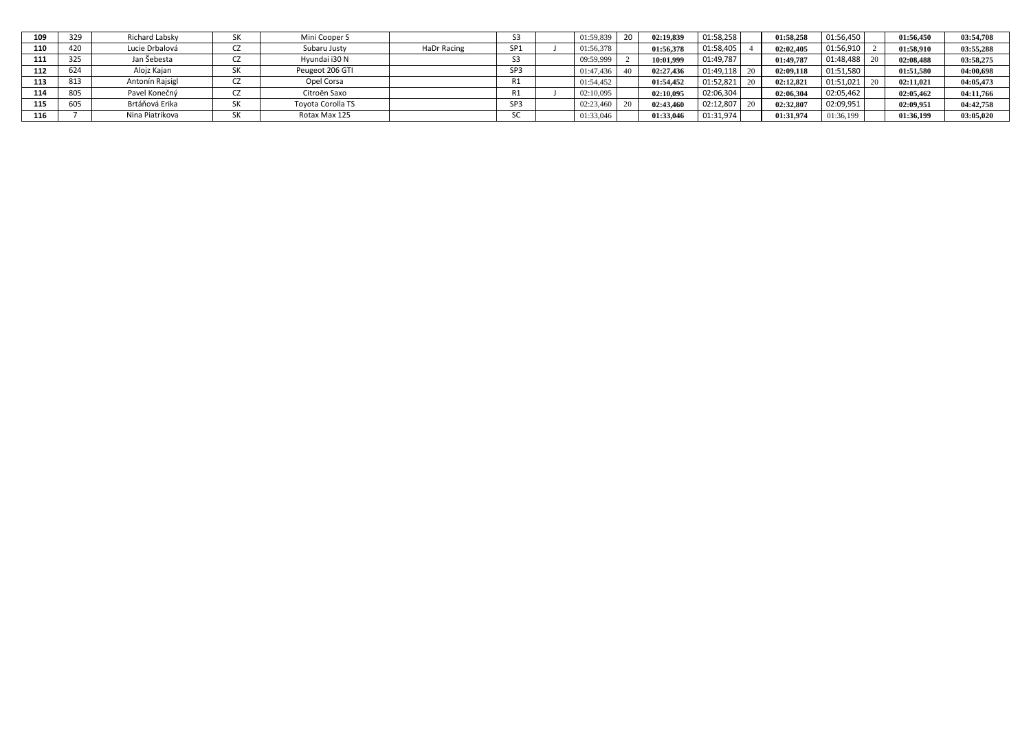| | | | | | | | | | | | | | | | | | |
|---|---|---|---|---|---|---|---|---|---|---|---|---|---|---|---|---|---|
| 109 | 329 | Richard Labsky | SK | Mini Cooper S | | S3 | | 01:59,839 | 20 | 02:19,839 | 01:58,258 | | 01:58,258 | 01:56,450 | | 01:56,450 | 03:54,708 |
| 110 | 420 | Lucie Drbalová | CZ | Subaru Justy | HaDr Racing | SP1 | J | 01:56,378 | | 01:56,378 | 01:58,405 | 4 | 02:02,405 | 01:56,910 | 2 | 01:58,910 | 03:55,288 |
| 111 | 325 | Jan Šebesta | CZ | Hyundai i30 N | | S3 | | 09:59,999 | 2 | 10:01,999 | 01:49,787 | | 01:49,787 | 01:48,488 | 20 | 02:08,488 | 03:58,275 |
| 112 | 624 | Alojz Kajan | SK | Peugeot 206 GTI | | SP3 | | 01:47,436 | 40 | 02:27,436 | 01:49,118 | 20 | 02:09,118 | 01:51,580 | | 01:51,580 | 04:00,698 |
| 113 | 813 | Antonín Rajsigl | CZ | Opel Corsa | | R1 | | 01:54,452 | | 01:54,452 | 01:52,821 | 20 | 02:12,821 | 01:51,021 | 20 | 02:11,021 | 04:05,473 |
| 114 | 805 | Pavel Konečný | CZ | Citroën Saxo | | R1 | J | 02:10,095 | | 02:10,095 | 02:06,304 | | 02:06,304 | 02:05,462 | | 02:05,462 | 04:11,766 |
| 115 | 605 | Brtáňová Erika | SK | Toyota Corolla TS | | SP3 | | 02:23,460 | 20 | 02:43,460 | 02:12,807 | 20 | 02:32,807 | 02:09,951 | | 02:09,951 | 04:42,758 |
| 116 | 7 | Nina Piatrikova | SK | Rotax Max 125 | | SC | | 01:33,046 | | 01:33,046 | 01:31,974 | | 01:31,974 | 01:36,199 | | 01:36,199 | 03:05,020 |